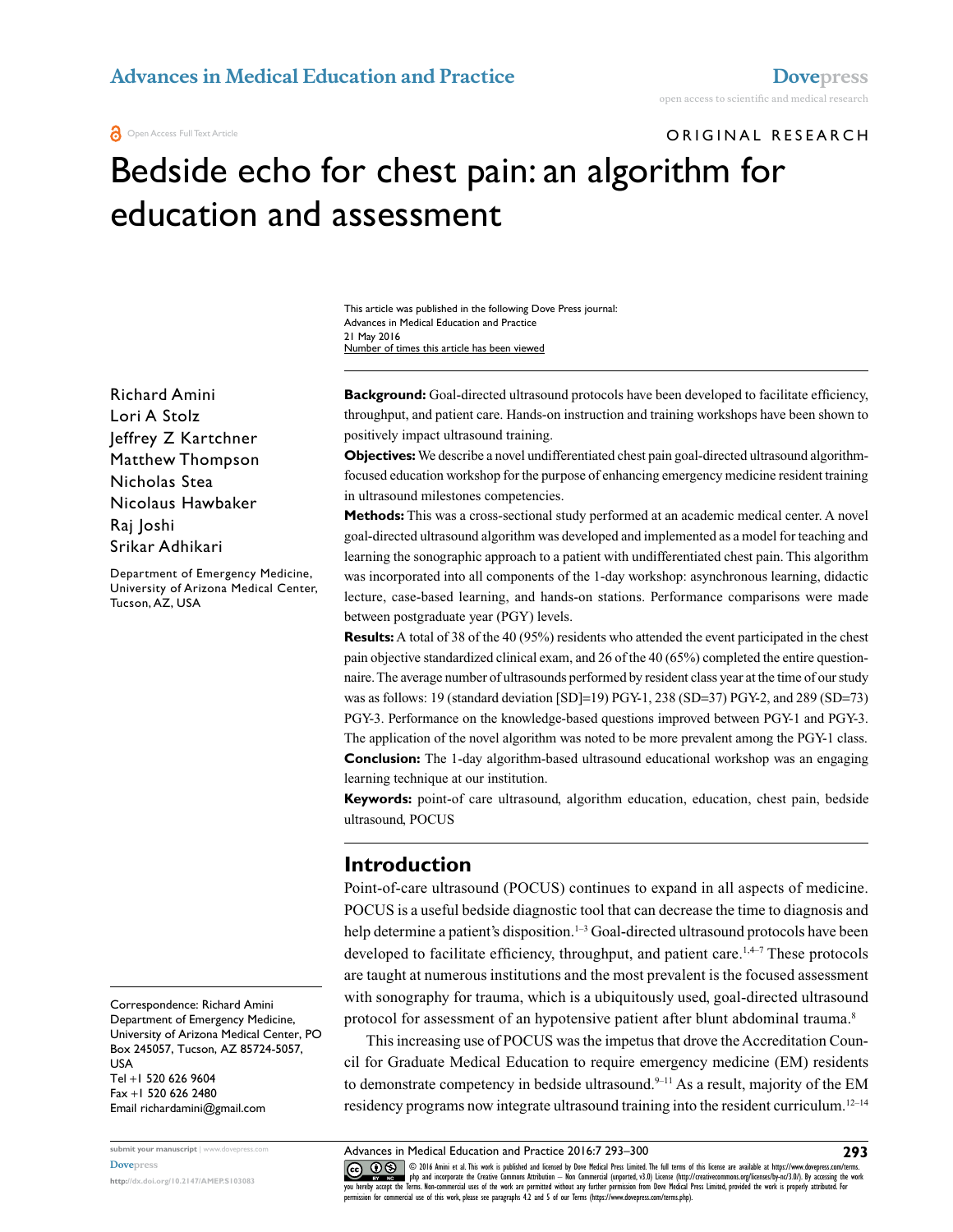Open Access Full Text Article

ORIGINAL RESEARCH

# Bedside echo for chest pain: an algorithm for education and assessment

This article was published in the following Dove Press journal:
Advances in Medical Education and Practice
21 May 2016
Number of times this article has been viewed

Richard Amini
Lori A Stolz
Jeffrey Z Kartchner
Matthew Thompson
Nicholas Stea
Nicolaus Hawbaker
Raj Joshi
Srikar Adhikari

Department of Emergency Medicine, University of Arizona Medical Center, Tucson, AZ, USA

**Background:** Goal-directed ultrasound protocols have been developed to facilitate efficiency, throughput, and patient care. Hands-on instruction and training workshops have been shown to positively impact ultrasound training.

**Objectives:** We describe a novel undifferentiated chest pain goal-directed ultrasound algorithm-focused education workshop for the purpose of enhancing emergency medicine resident training in ultrasound milestones competencies.

**Methods:** This was a cross-sectional study performed at an academic medical center. A novel goal-directed ultrasound algorithm was developed and implemented as a model for teaching and learning the sonographic approach to a patient with undifferentiated chest pain. This algorithm was incorporated into all components of the 1-day workshop: asynchronous learning, didactic lecture, case-based learning, and hands-on stations. Performance comparisons were made between postgraduate year (PGY) levels.

**Results:** A total of 38 of the 40 (95%) residents who attended the event participated in the chest pain objective standardized clinical exam, and 26 of the 40 (65%) completed the entire questionnaire. The average number of ultrasounds performed by resident class year at the time of our study was as follows: 19 (standard deviation [SD]=19) PGY-1, 238 (SD=37) PGY-2, and 289 (SD=73) PGY-3. Performance on the knowledge-based questions improved between PGY-1 and PGY-3. The application of the novel algorithm was noted to be more prevalent among the PGY-1 class.

**Conclusion:** The 1-day algorithm-based ultrasound educational workshop was an engaging learning technique at our institution.

**Keywords:** point-of care ultrasound, algorithm education, education, chest pain, bedside ultrasound, POCUS

## Introduction

Point-of-care ultrasound (POCUS) continues to expand in all aspects of medicine. POCUS is a useful bedside diagnostic tool that can decrease the time to diagnosis and help determine a patient's disposition.[1–3] Goal-directed ultrasound protocols have been developed to facilitate efficiency, throughput, and patient care.[1,4–7] These protocols are taught at numerous institutions and the most prevalent is the focused assessment with sonography for trauma, which is a ubiquitously used, goal-directed ultrasound protocol for assessment of an hypotensive patient after blunt abdominal trauma.[8]

This increasing use of POCUS was the impetus that drove the Accreditation Council for Graduate Medical Education to require emergency medicine (EM) residents to demonstrate competency in bedside ultrasound.[9–11] As a result, majority of the EM residency programs now integrate ultrasound training into the resident curriculum.[12–14]

Correspondence: Richard Amini
Department of Emergency Medicine, University of Arizona Medical Center, PO Box 245057, Tucson, AZ 85724-5057, USA
Tel +1 520 626 9604
Fax +1 520 626 2480
Email richardamini@gmail.com

© 2016 Amini et al. This work is published and licensed by Dove Medical Press Limited. The full terms of this license are available at https://www.dovepress.com/terms.php and incorporate the Creative Commons Attribution – Non Commercial (unported, v3.0) License (http://creativecommons.org/licenses/by-nc/3.0/). By accessing the work you hereby accept the Terms. Non-commercial uses of the work are permitted without any further permission from Dove Medical Press Limited, provided the work is properly attributed. For permission for commercial use of this work, please see paragraphs 4.2 and 5 of our Terms (https://www.dovepress.com/terms.php).

http://dx.doi.org/10.2147/AMEP.S103083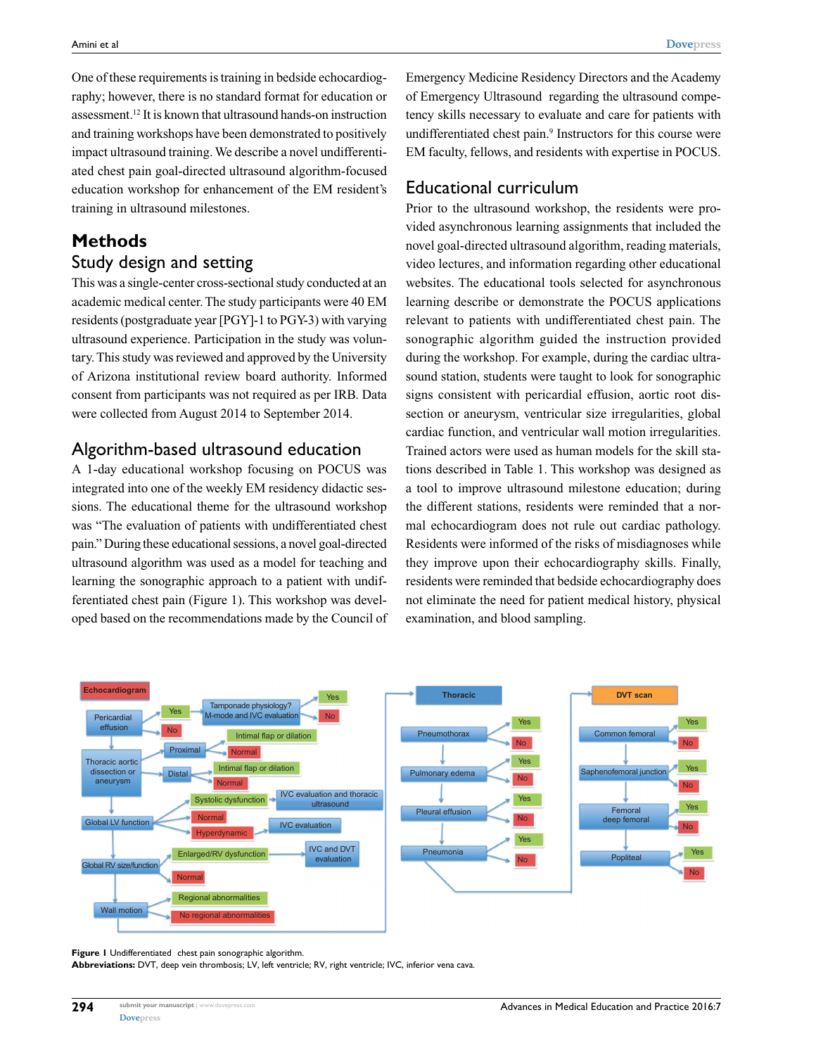One of these requirements is training in bedside echocardiography; however, there is no standard format for education or assessment.[12] It is known that ultrasound hands-on instruction and training workshops have been demonstrated to positively impact ultrasound training. We describe a novel undifferentiated chest pain goal-directed ultrasound algorithm-focused education workshop for enhancement of the EM resident's training in ultrasound milestones.

# Methods

## Study design and setting

This was a single-center cross-sectional study conducted at an academic medical center. The study participants were 40 EM residents (postgraduate year [PGY]-1 to PGY-3) with varying ultrasound experience. Participation in the study was voluntary. This study was reviewed and approved by the University of Arizona institutional review board authority. Informed consent from participants was not required as per IRB. Data were collected from August 2014 to September 2014.

## Algorithm-based ultrasound education

A 1-day educational workshop focusing on POCUS was integrated into one of the weekly EM residency didactic sessions. The educational theme for the ultrasound workshop was "The evaluation of patients with undifferentiated chest pain." During these educational sessions, a novel goal-directed ultrasound algorithm was used as a model for teaching and learning the sonographic approach to a patient with undifferentiated chest pain (Figure 1). This workshop was developed based on the recommendations made by the Council of Emergency Medicine Residency Directors and the Academy of Emergency Ultrasound regarding the ultrasound competency skills necessary to evaluate and care for patients with undifferentiated chest pain.[9] Instructors for this course were EM faculty, fellows, and residents with expertise in POCUS.

## Educational curriculum

Prior to the ultrasound workshop, the residents were provided asynchronous learning assignments that included the novel goal-directed ultrasound algorithm, reading materials, video lectures, and information regarding other educational websites. The educational tools selected for asynchronous learning describe or demonstrate the POCUS applications relevant to patients with undifferentiated chest pain. The sonographic algorithm guided the instruction provided during the workshop. For example, during the cardiac ultrasound station, students were taught to look for sonographic signs consistent with pericardial effusion, aortic root dissection or aneurysm, ventricular size irregularities, global cardiac function, and ventricular wall motion irregularities. Trained actors were used as human models for the skill stations described in Table 1. This workshop was designed as a tool to improve ultrasound milestone education; during the different stations, residents were reminded that a normal echocardiogram does not rule out cardiac pathology. Residents were informed of the risks of misdiagnoses while they improve upon their echocardiography skills. Finally, residents were reminded that bedside echocardiography does not eliminate the need for patient medical history, physical examination, and blood sampling.

Echocardiogram
Pericardial effusion
Yes
No
Tamponade physiology? M-mode and IVC evaluation
Yes
No
Thoracic aortic dissection or aneurysm
Proximal
Intimal flap or dilation
Normal
Distal
Intimal flap or dilation
Normal
Global LV function
Systolic dysfunction
IVC evaluation and thoracic ultrasound
Normal
Hyperdynamic
IVC evaluation
Global RV size/function
Enlarged/RV dysfunction
IVC and DVT evaluation
Normal
Wall motion
Regional abnormalities
No regional abnormalities

Thoracic
Pneumothorax
Yes
No
Pulmonary edema
Yes
No
Pleural effusion
Yes
No
Pneumonia
Yes
No

DVT scan
Common femoral
Yes
No
Saphenofemoral junction
Yes
No
Femoral deep femoral
Yes
No
Popliteal
Yes
No

**Figure 1** Undifferentiated chest pain sonographic algorithm.
**Abbreviations:** DVT, deep vein thrombosis; LV, left ventricle; RV, right ventricle; IVC, inferior vena cava.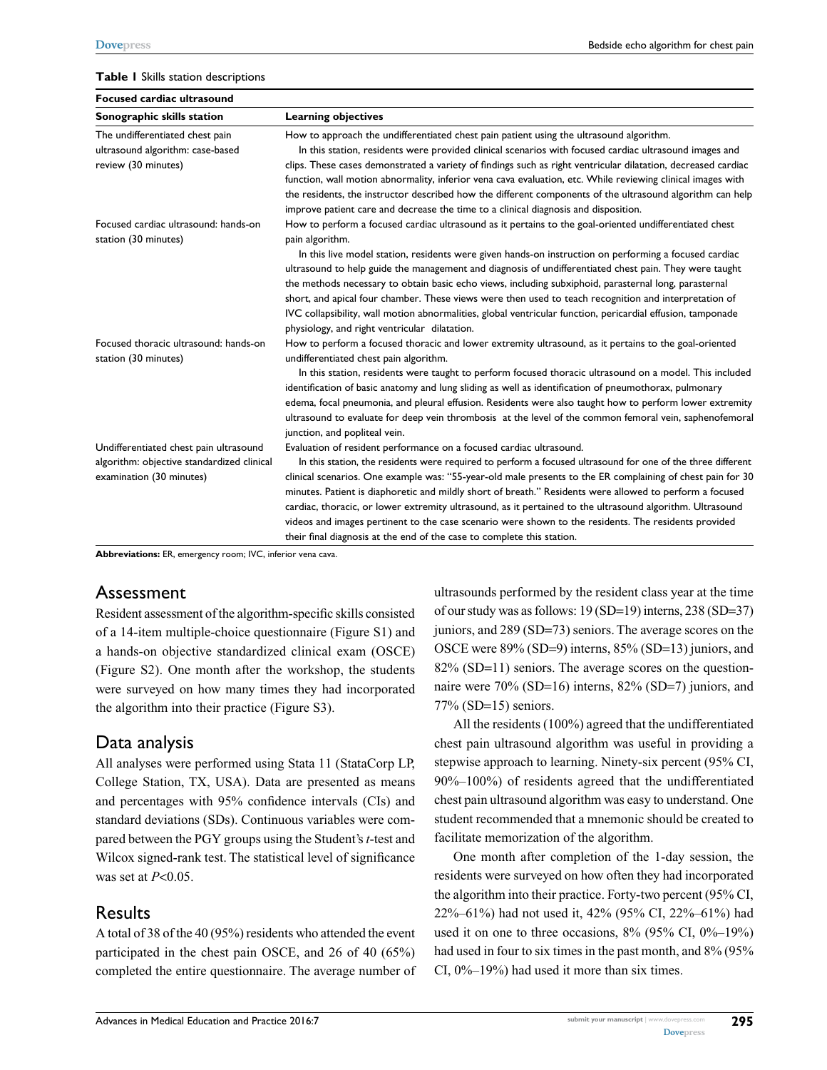**Table 1** Skills station descriptions

| Focused cardiac ultrasound | |
|---|---|
| **Sonographic skills station** | **Learning objectives** |
| The undifferentiated chest pain ultrasound algorithm: case-based review (30 minutes) | How to approach the undifferentiated chest pain patient using the ultrasound algorithm. In this station, residents were provided clinical scenarios with focused cardiac ultrasound images and clips. These cases demonstrated a variety of findings such as right ventricular dilatation, decreased cardiac function, wall motion abnormality, inferior vena cava evaluation, etc. While reviewing clinical images with the residents, the instructor described how the different components of the ultrasound algorithm can help improve patient care and decrease the time to a clinical diagnosis and disposition. |
| Focused cardiac ultrasound: hands-on station (30 minutes) | How to perform a focused cardiac ultrasound as it pertains to the goal-oriented undifferentiated chest pain algorithm. In this live model station, residents were given hands-on instruction on performing a focused cardiac ultrasound to help guide the management and diagnosis of undifferentiated chest pain. They were taught the methods necessary to obtain basic echo views, including subxiphoid, parasternal long, parasternal short, and apical four chamber. These views were then used to teach recognition and interpretation of IVC collapsibility, wall motion abnormalities, global ventricular function, pericardial effusion, tamponade physiology, and right ventricular dilatation. |
| Focused thoracic ultrasound: hands-on station (30 minutes) | How to perform a focused thoracic and lower extremity ultrasound, as it pertains to the goal-oriented undifferentiated chest pain algorithm. In this station, residents were taught to perform focused thoracic ultrasound on a model. This included identification of basic anatomy and lung sliding as well as identification of pneumothorax, pulmonary edema, focal pneumonia, and pleural effusion. Residents were also taught how to perform lower extremity ultrasound to evaluate for deep vein thrombosis at the level of the common femoral vein, saphenofemoral junction, and popliteal vein. |
| Undifferentiated chest pain ultrasound algorithm: objective standardized clinical examination (30 minutes) | Evaluation of resident performance on a focused cardiac ultrasound. In this station, the residents were required to perform a focused ultrasound for one of the three different clinical scenarios. One example was: "55-year-old male presents to the ER complaining of chest pain for 30 minutes. Patient is diaphoretic and mildly short of breath." Residents were allowed to perform a focused cardiac, thoracic, or lower extremity ultrasound, as it pertained to the ultrasound algorithm. Ultrasound videos and images pertinent to the case scenario were shown to the residents. The residents provided their final diagnosis at the end of the case to complete this station. |

**Abbreviations:** ER, emergency room; IVC, inferior vena cava.

## Assessment

Resident assessment of the algorithm-specific skills consisted of a 14-item multiple-choice questionnaire (Figure S1) and a hands-on objective standardized clinical exam (OSCE) (Figure S2). One month after the workshop, the students were surveyed on how many times they had incorporated the algorithm into their practice (Figure S3).

## Data analysis

All analyses were performed using Stata 11 (StataCorp LP, College Station, TX, USA). Data are presented as means and percentages with 95% confidence intervals (CIs) and standard deviations (SDs). Continuous variables were compared between the PGY groups using the Student's *t*-test and Wilcox signed-rank test. The statistical level of significance was set at $P<0.05$.

## Results

A total of 38 of the 40 (95%) residents who attended the event participated in the chest pain OSCE, and 26 of 40 (65%) completed the entire questionnaire. The average number of ultrasounds performed by the resident class year at the time of our study was as follows: 19 (SD=19) interns, 238 (SD=37) juniors, and 289 (SD=73) seniors. The average scores on the OSCE were 89% (SD=9) interns, 85% (SD=13) juniors, and 82% (SD=11) seniors. The average scores on the questionnaire were 70% (SD=16) interns, 82% (SD=7) juniors, and 77% (SD=15) seniors.

All the residents (100%) agreed that the undifferentiated chest pain ultrasound algorithm was useful in providing a stepwise approach to learning. Ninety-six percent (95% CI, 90%–100%) of residents agreed that the undifferentiated chest pain ultrasound algorithm was easy to understand. One student recommended that a mnemonic should be created to facilitate memorization of the algorithm.

One month after completion of the 1-day session, the residents were surveyed on how often they had incorporated the algorithm into their practice. Forty-two percent (95% CI, 22%–61%) had not used it, 42% (95% CI, 22%–61%) had used it on one to three occasions, 8% (95% CI, 0%–19%) had used in four to six times in the past month, and 8% (95% CI, 0%–19%) had used it more than six times.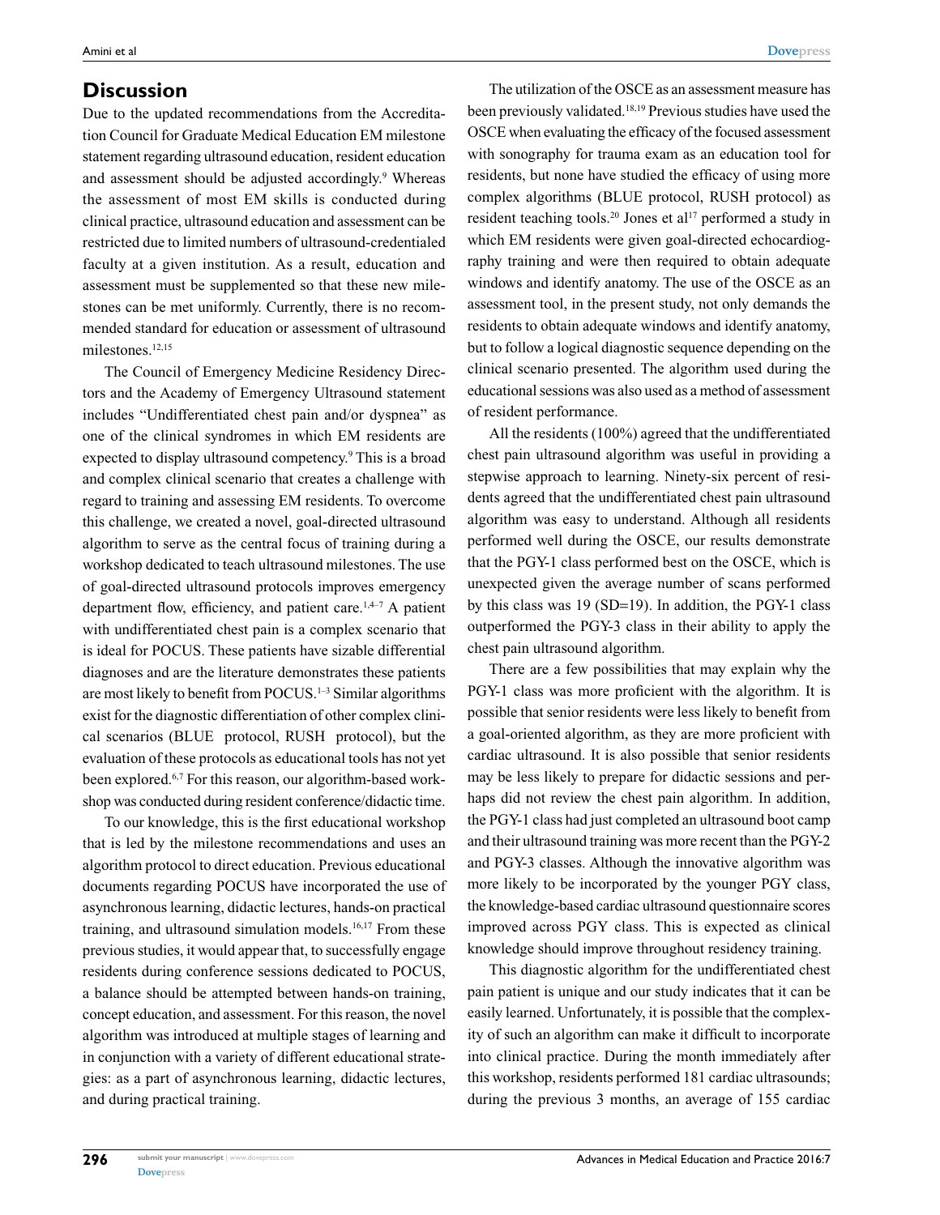## Discussion

Due to the updated recommendations from the Accreditation Council for Graduate Medical Education EM milestone statement regarding ultrasound education, resident education and assessment should be adjusted accordingly.[9] Whereas the assessment of most EM skills is conducted during clinical practice, ultrasound education and assessment can be restricted due to limited numbers of ultrasound-credentialed faculty at a given institution. As a result, education and assessment must be supplemented so that these new milestones can be met uniformly. Currently, there is no recommended standard for education or assessment of ultrasound milestones.[12,15]

The Council of Emergency Medicine Residency Directors and the Academy of Emergency Ultrasound statement includes "Undifferentiated chest pain and/or dyspnea" as one of the clinical syndromes in which EM residents are expected to display ultrasound competency.[9] This is a broad and complex clinical scenario that creates a challenge with regard to training and assessing EM residents. To overcome this challenge, we created a novel, goal-directed ultrasound algorithm to serve as the central focus of training during a workshop dedicated to teach ultrasound milestones. The use of goal-directed ultrasound protocols improves emergency department flow, efficiency, and patient care.[1,4–7] A patient with undifferentiated chest pain is a complex scenario that is ideal for POCUS. These patients have sizable differential diagnoses and are the literature demonstrates these patients are most likely to benefit from POCUS.[1–3] Similar algorithms exist for the diagnostic differentiation of other complex clinical scenarios (BLUE protocol, RUSH protocol), but the evaluation of these protocols as educational tools has not yet been explored.[6,7] For this reason, our algorithm-based workshop was conducted during resident conference/didactic time.

To our knowledge, this is the first educational workshop that is led by the milestone recommendations and uses an algorithm protocol to direct education. Previous educational documents regarding POCUS have incorporated the use of asynchronous learning, didactic lectures, hands-on practical training, and ultrasound simulation models.[16,17] From these previous studies, it would appear that, to successfully engage residents during conference sessions dedicated to POCUS, a balance should be attempted between hands-on training, concept education, and assessment. For this reason, the novel algorithm was introduced at multiple stages of learning and in conjunction with a variety of different educational strategies: as a part of asynchronous learning, didactic lectures, and during practical training.

The utilization of the OSCE as an assessment measure has been previously validated.[18,19] Previous studies have used the OSCE when evaluating the efficacy of the focused assessment with sonography for trauma exam as an education tool for residents, but none have studied the efficacy of using more complex algorithms (BLUE protocol, RUSH protocol) as resident teaching tools.[20] Jones et al[17] performed a study in which EM residents were given goal-directed echocardiography training and were then required to obtain adequate windows and identify anatomy. The use of the OSCE as an assessment tool, in the present study, not only demands the residents to obtain adequate windows and identify anatomy, but to follow a logical diagnostic sequence depending on the clinical scenario presented. The algorithm used during the educational sessions was also used as a method of assessment of resident performance.

All the residents (100%) agreed that the undifferentiated chest pain ultrasound algorithm was useful in providing a stepwise approach to learning. Ninety-six percent of residents agreed that the undifferentiated chest pain ultrasound algorithm was easy to understand. Although all residents performed well during the OSCE, our results demonstrate that the PGY-1 class performed best on the OSCE, which is unexpected given the average number of scans performed by this class was 19 (SD=19). In addition, the PGY-1 class outperformed the PGY-3 class in their ability to apply the chest pain ultrasound algorithm.

There are a few possibilities that may explain why the PGY-1 class was more proficient with the algorithm. It is possible that senior residents were less likely to benefit from a goal-oriented algorithm, as they are more proficient with cardiac ultrasound. It is also possible that senior residents may be less likely to prepare for didactic sessions and perhaps did not review the chest pain algorithm. In addition, the PGY-1 class had just completed an ultrasound boot camp and their ultrasound training was more recent than the PGY-2 and PGY-3 classes. Although the innovative algorithm was more likely to be incorporated by the younger PGY class, the knowledge-based cardiac ultrasound questionnaire scores improved across PGY class. This is expected as clinical knowledge should improve throughout residency training.

This diagnostic algorithm for the undifferentiated chest pain patient is unique and our study indicates that it can be easily learned. Unfortunately, it is possible that the complexity of such an algorithm can make it difficult to incorporate into clinical practice. During the month immediately after this workshop, residents performed 181 cardiac ultrasounds; during the previous 3 months, an average of 155 cardiac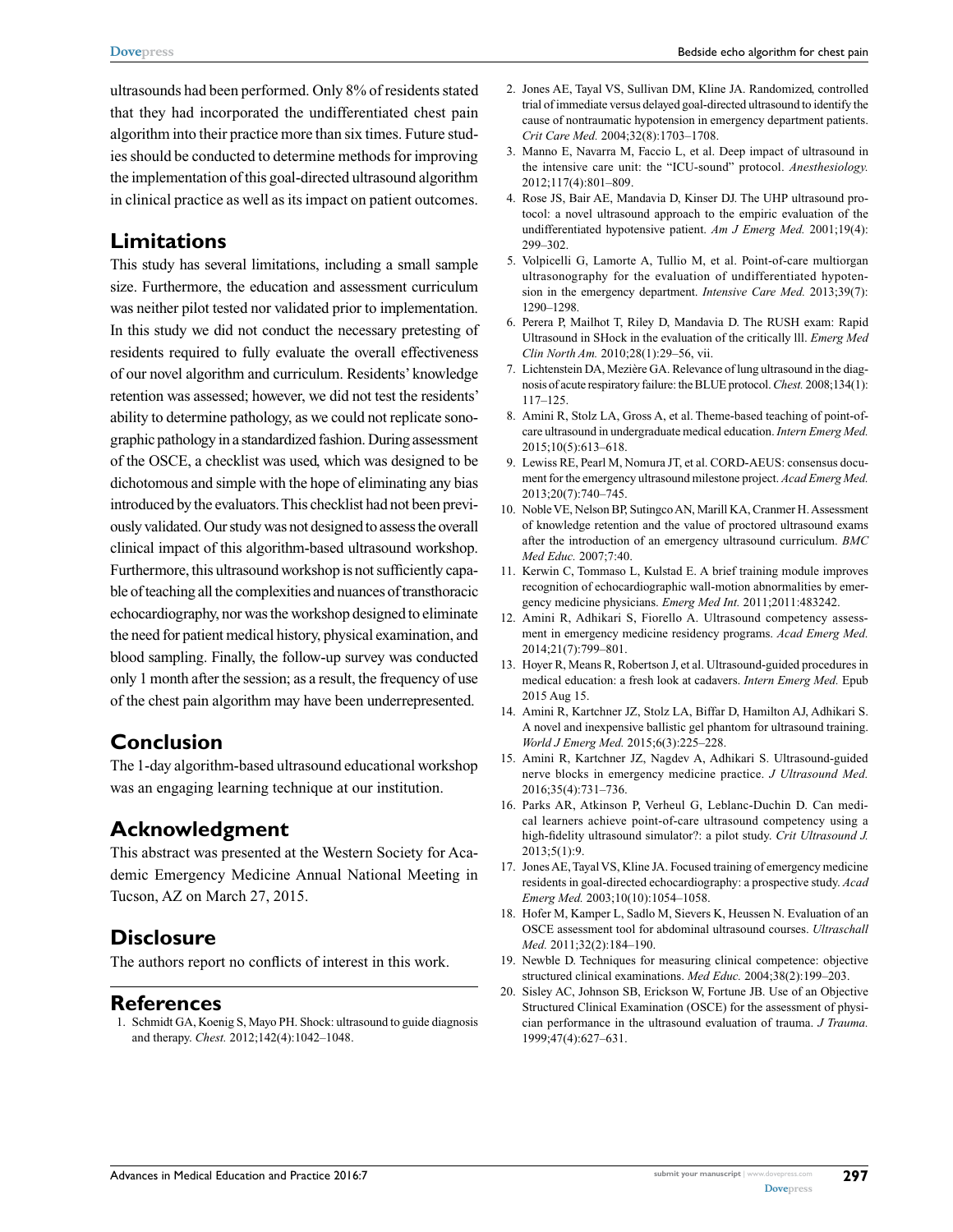ultrasounds had been performed. Only 8% of residents stated that they had incorporated the undifferentiated chest pain algorithm into their practice more than six times. Future studies should be conducted to determine methods for improving the implementation of this goal-directed ultrasound algorithm in clinical practice as well as its impact on patient outcomes.

## Limitations

This study has several limitations, including a small sample size. Furthermore, the education and assessment curriculum was neither pilot tested nor validated prior to implementation. In this study we did not conduct the necessary pretesting of residents required to fully evaluate the overall effectiveness of our novel algorithm and curriculum. Residents' knowledge retention was assessed; however, we did not test the residents' ability to determine pathology, as we could not replicate sonographic pathology in a standardized fashion. During assessment of the OSCE, a checklist was used, which was designed to be dichotomous and simple with the hope of eliminating any bias introduced by the evaluators. This checklist had not been previously validated. Our study was not designed to assess the overall clinical impact of this algorithm-based ultrasound workshop. Furthermore, this ultrasound workshop is not sufficiently capable of teaching all the complexities and nuances of transthoracic echocardiography, nor was the workshop designed to eliminate the need for patient medical history, physical examination, and blood sampling. Finally, the follow-up survey was conducted only 1 month after the session; as a result, the frequency of use of the chest pain algorithm may have been underrepresented.

## Conclusion

The 1-day algorithm-based ultrasound educational workshop was an engaging learning technique at our institution.

## Acknowledgment

This abstract was presented at the Western Society for Academic Emergency Medicine Annual National Meeting in Tucson, AZ on March 27, 2015.

## Disclosure

The authors report no conflicts of interest in this work.

## References

1. Schmidt GA, Koenig S, Mayo PH. Shock: ultrasound to guide diagnosis and therapy. *Chest.* 2012;142(4):1042–1048.
2. Jones AE, Tayal VS, Sullivan DM, Kline JA. Randomized, controlled trial of immediate versus delayed goal-directed ultrasound to identify the cause of nontraumatic hypotension in emergency department patients. *Crit Care Med.* 2004;32(8):1703–1708.
3. Manno E, Navarra M, Faccio L, et al. Deep impact of ultrasound in the intensive care unit: the "ICU-sound" protocol. *Anesthesiology.* 2012;117(4):801–809.
4. Rose JS, Bair AE, Mandavia D, Kinser DJ. The UHP ultrasound protocol: a novel ultrasound approach to the empiric evaluation of the undifferentiated hypotensive patient. *Am J Emerg Med.* 2001;19(4):299–302.
5. Volpicelli G, Lamorte A, Tullio M, et al. Point-of-care multiorgan ultrasonography for the evaluation of undifferentiated hypotension in the emergency department. *Intensive Care Med.* 2013;39(7):1290–1298.
6. Perera P, Mailhot T, Riley D, Mandavia D. The RUSH exam: Rapid Ultrasound in SHock in the evaluation of the critically lll. *Emerg Med Clin North Am.* 2010;28(1):29–56, vii.
7. Lichtenstein DA, Mezière GA. Relevance of lung ultrasound in the diagnosis of acute respiratory failure: the BLUE protocol. *Chest.* 2008;134(1):117–125.
8. Amini R, Stolz LA, Gross A, et al. Theme-based teaching of point-of-care ultrasound in undergraduate medical education. *Intern Emerg Med.* 2015;10(5):613–618.
9. Lewiss RE, Pearl M, Nomura JT, et al. CORD-AEUS: consensus document for the emergency ultrasound milestone project. *Acad Emerg Med.* 2013;20(7):740–745.
10. Noble VE, Nelson BP, Sutingco AN, Marill KA, Cranmer H. Assessment of knowledge retention and the value of proctored ultrasound exams after the introduction of an emergency ultrasound curriculum. *BMC Med Educ.* 2007;7:40.
11. Kerwin C, Tommaso L, Kulstad E. A brief training module improves recognition of echocardiographic wall-motion abnormalities by emergency medicine physicians. *Emerg Med Int.* 2011;2011:483242.
12. Amini R, Adhikari S, Fiorello A. Ultrasound competency assessment in emergency medicine residency programs. *Acad Emerg Med.* 2014;21(7):799–801.
13. Hoyer R, Means R, Robertson J, et al. Ultrasound-guided procedures in medical education: a fresh look at cadavers. *Intern Emerg Med.* Epub 2015 Aug 15.
14. Amini R, Kartchner JZ, Stolz LA, Biffar D, Hamilton AJ, Adhikari S. A novel and inexpensive ballistic gel phantom for ultrasound training. *World J Emerg Med.* 2015;6(3):225–228.
15. Amini R, Kartchner JZ, Nagdev A, Adhikari S. Ultrasound-guided nerve blocks in emergency medicine practice. *J Ultrasound Med.* 2016;35(4):731–736.
16. Parks AR, Atkinson P, Verheul G, Leblanc-Duchin D. Can medical learners achieve point-of-care ultrasound competency using a high-fidelity ultrasound simulator?: a pilot study. *Crit Ultrasound J.* 2013;5(1):9.
17. Jones AE, Tayal VS, Kline JA. Focused training of emergency medicine residents in goal-directed echocardiography: a prospective study. *Acad Emerg Med.* 2003;10(10):1054–1058.
18. Hofer M, Kamper L, Sadlo M, Sievers K, Heussen N. Evaluation of an OSCE assessment tool for abdominal ultrasound courses. *Ultraschall Med.* 2011;32(2):184–190.
19. Newble D. Techniques for measuring clinical competence: objective structured clinical examinations. *Med Educ.* 2004;38(2):199–203.
20. Sisley AC, Johnson SB, Erickson W, Fortune JB. Use of an Objective Structured Clinical Examination (OSCE) for the assessment of physician performance in the ultrasound evaluation of trauma. *J Trauma.* 1999;47(4):627–631.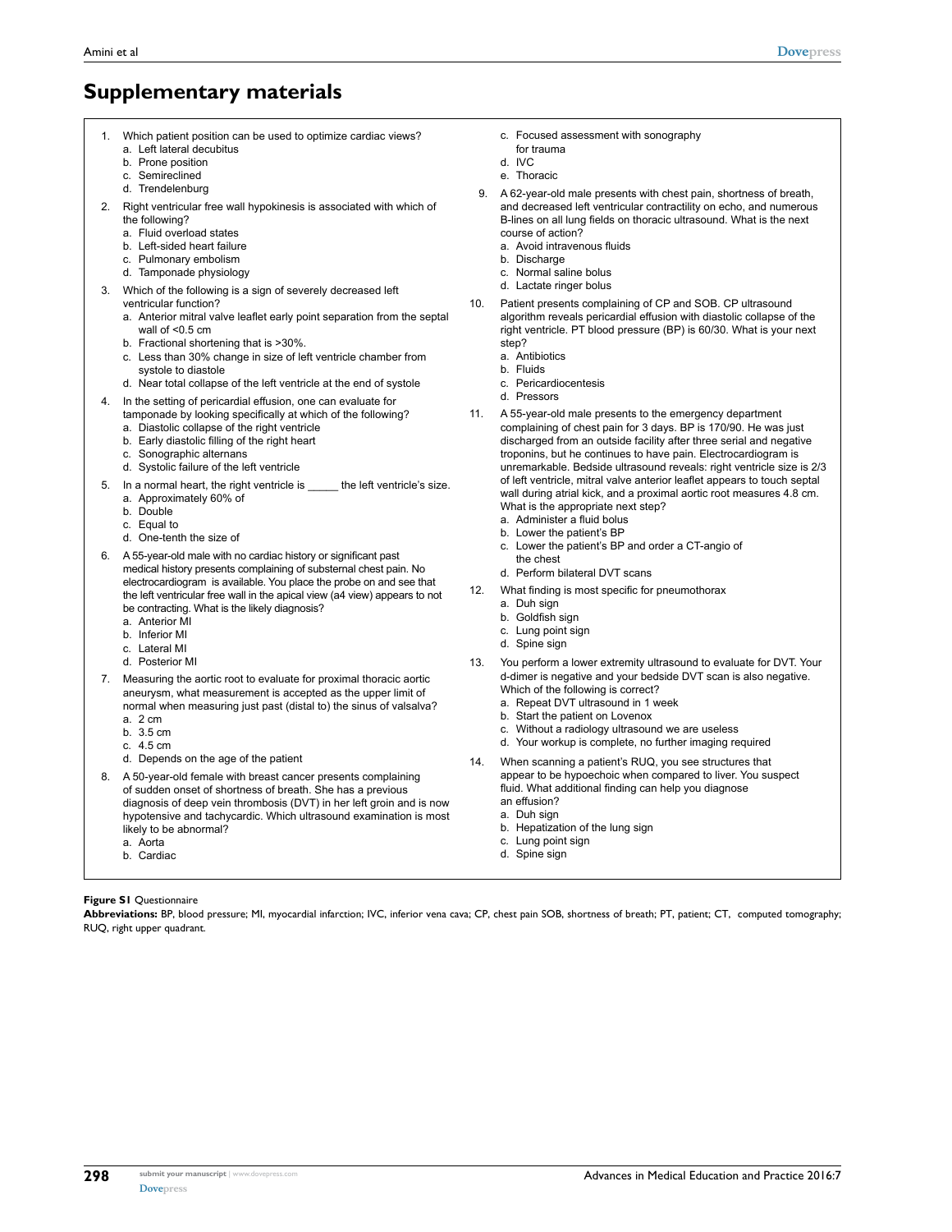# Supplementary materials

1. Which patient position can be used to optimize cardiac views?
   a. Left lateral decubitus
   b. Prone position
   c. Semireclined
   d. Trendelenburg
2. Right ventricular free wall hypokinesis is associated with which of the following?
   a. Fluid overload states
   b. Left-sided heart failure
   c. Pulmonary embolism
   d. Tamponade physiology
3. Which of the following is a sign of severely decreased left ventricular function?
   a. Anterior mitral valve leaflet early point separation from the septal wall of <0.5 cm
   b. Fractional shortening that is >30%.
   c. Less than 30% change in size of left ventricle chamber from systole to diastole
   d. Near total collapse of the left ventricle at the end of systole
4. In the setting of pericardial effusion, one can evaluate for tamponade by looking specifically at which of the following?
   a. Diastolic collapse of the right ventricle
   b. Early diastolic filling of the right heart
   c. Sonographic alternans
   d. Systolic failure of the left ventricle
5. In a normal heart, the right ventricle is _____ the left ventricle's size.
   a. Approximately 60% of
   b. Double
   c. Equal to
   d. One-tenth the size of
6. A 55-year-old male with no cardiac history or significant past medical history presents complaining of substernal chest pain. No electrocardiogram is available. You place the probe on and see that the left ventricular free wall in the apical view (a4 view) appears to not be contracting. What is the likely diagnosis?
   a. Anterior MI
   b. Inferior MI
   c. Lateral MI
   d. Posterior MI
7. Measuring the aortic root to evaluate for proximal thoracic aortic aneurysm, what measurement is accepted as the upper limit of normal when measuring just past (distal to) the sinus of valsalva?
   a. 2 cm
   b. 3.5 cm
   c. 4.5 cm
   d. Depends on the age of the patient
8. A 50-year-old female with breast cancer presents complaining of sudden onset of shortness of breath. She has a previous diagnosis of deep vein thrombosis (DVT) in her left groin and is now hypotensive and tachycardic. Which ultrasound examination is most likely to be abnormal?
   a. Aorta
   b. Cardiac
   c. Focused assessment with sonography for trauma
   d. IVC
   e. Thoracic
9. A 62-year-old male presents with chest pain, shortness of breath, and decreased left ventricular contractility on echo, and numerous B-lines on all lung fields on thoracic ultrasound. What is the next course of action?
   a. Avoid intravenous fluids
   b. Discharge
   c. Normal saline bolus
   d. Lactate ringer bolus
10. Patient presents complaining of CP and SOB. CP ultrasound algorithm reveals pericardial effusion with diastolic collapse of the right ventricle. PT blood pressure (BP) is 60/30. What is your next step?
    a. Antibiotics
    b. Fluids
    c. Pericardiocentesis
    d. Pressors
11. A 55-year-old male presents to the emergency department complaining of chest pain for 3 days. BP is 170/90. He was just discharged from an outside facility after three serial and negative troponins, but he continues to have pain. Electrocardiogram is unremarkable. Bedside ultrasound reveals: right ventricle size is 2/3 of left ventricle, mitral valve anterior leaflet appears to touch septal wall during atrial kick, and a proximal aortic root measures 4.8 cm. What is the appropriate next step?
    a. Administer a fluid bolus
    b. Lower the patient's BP
    c. Lower the patient's BP and order a CT-angio of the chest
    d. Perform bilateral DVT scans
12. What finding is most specific for pneumothorax
    a. Duh sign
    b. Goldfish sign
    c. Lung point sign
    d. Spine sign
13. You perform a lower extremity ultrasound to evaluate for DVT. Your d-dimer is negative and your bedside DVT scan is also negative. Which of the following is correct?
    a. Repeat DVT ultrasound in 1 week
    b. Start the patient on Lovenox
    c. Without a radiology ultrasound we are useless
    d. Your workup is complete, no further imaging required
14. When scanning a patient's RUQ, you see structures that appear to be hypoechoic when compared to liver. You suspect fluid. What additional finding can help you diagnose an effusion?
    a. Duh sign
    b. Hepatization of the lung sign
    c. Lung point sign
    d. Spine sign

**Figure S1** Questionnaire

**Abbreviations:** BP, blood pressure; MI, myocardial infarction; IVC, inferior vena cava; CP, chest pain SOB, shortness of breath; PT, patient; CT, computed tomography; RUQ, right upper quadrant.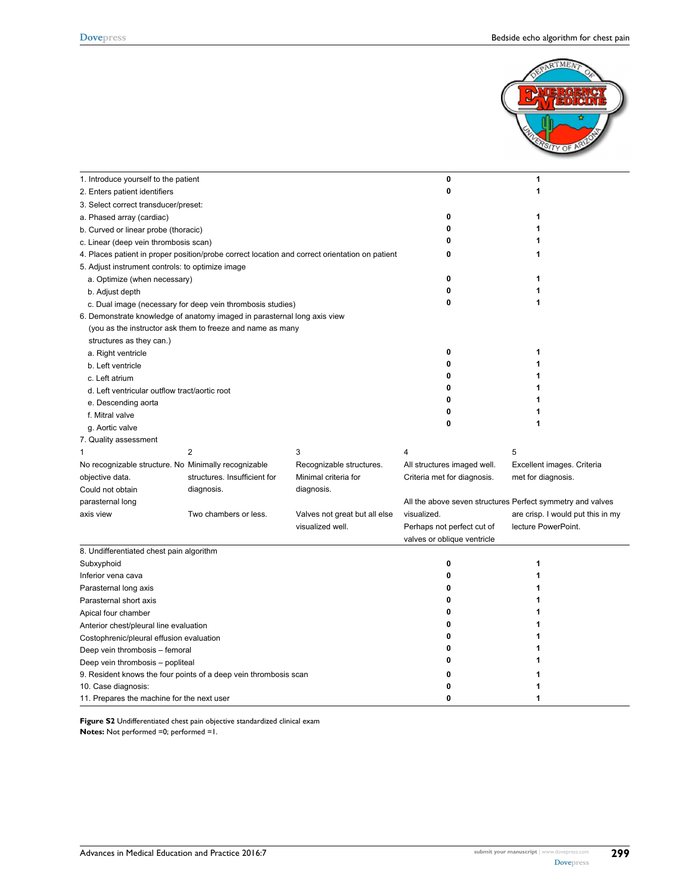| | | |
|---|---|---|
| 1. Introduce yourself to the patient | 0 | 1 |
| 2. Enters patient identifiers | 0 | 1 |
| 3. Select correct transducer/preset: | | |
| a. Phased array (cardiac) | 0 | 1 |
| b. Curved or linear probe (thoracic) | 0 | 1 |
| c. Linear (deep vein thrombosis scan) | 0 | 1 |
| 4. Places patient in proper position/probe correct location and correct orientation on patient | 0 | 1 |
| 5. Adjust instrument controls: to optimize image | | |
| a. Optimize (when necessary) | 0 | 1 |
| b. Adjust depth | 0 | 1 |
| c. Dual image (necessary for deep vein thrombosis studies) | 0 | 1 |
| 6. Demonstrate knowledge of anatomy imaged in parasternal long axis view (you as the instructor ask them to freeze and name as many structures as they can.) | | |
| a. Right ventricle | 0 | 1 |
| b. Left ventricle | 0 | 1 |
| c. Left atrium | 0 | 1 |
| d. Left ventricular outflow tract/aortic root | 0 | 1 |
| e. Descending aorta | 0 | 1 |
| f. Mitral valve | 0 | 1 |
| g. Aortic valve | 0 | 1 |

7. Quality assessment

| 1 | 2 | 3 | 4 | 5 |
|---|---|---|---|---|
| No recognizable structure. No objective data. Could not obtain parasternal long axis view | Minimally recognizable structures. Insufficient for diagnosis. Two chambers or less. | Recognizable structures. Minimal criteria for diagnosis. Valves not great but all else visualized well. | All structures imaged well. Criteria met for diagnosis. All the above seven structures visualized. Perhaps not perfect cut of valves or oblique ventricle | Excellent images. Criteria met for diagnosis. Perfect symmetry and valves are crisp. I would put this in my lecture PowerPoint. |

| | | |
|---|---|---|
| 8. Undifferentiated chest pain algorithm | | |
| Subxyphoid | 0 | 1 |
| Inferior vena cava | 0 | 1 |
| Parasternal long axis | 0 | 1 |
| Parasternal short axis | 0 | 1 |
| Apical four chamber | 0 | 1 |
| Anterior chest/pleural line evaluation | 0 | 1 |
| Costophrenic/pleural effusion evaluation | 0 | 1 |
| Deep vein thrombosis – femoral | 0 | 1 |
| Deep vein thrombosis – popliteal | 0 | 1 |
| 9. Resident knows the four points of a deep vein thrombosis scan | 0 | 1 |
| 10. Case diagnosis: | 0 | 1 |
| 11. Prepares the machine for the next user | 0 | 1 |

**Figure S2** Undifferentiated chest pain objective standardized clinical exam
**Notes:** Not performed =0; performed =1.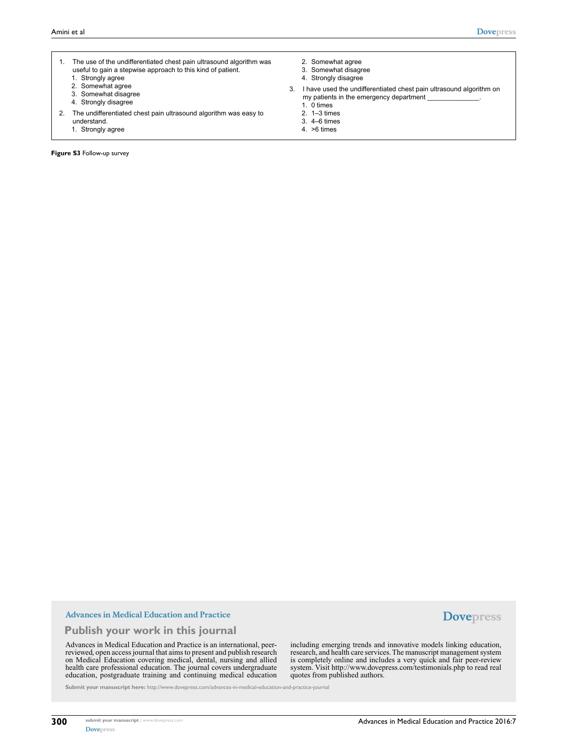1. The use of the undifferentiated chest pain ultrasound algorithm was useful to gain a stepwise approach to this kind of patient.
   1. Strongly agree
   2. Somewhat agree
   3. Somewhat disagree
   4. Strongly disagree
2. The undifferentiated chest pain ultrasound algorithm was easy to understand.
   1. Strongly agree
   2. Somewhat agree
   3. Somewhat disagree
   4. Strongly disagree
3. I have used the undifferentiated chest pain ultrasound algorithm on my patients in the emergency department ______________.
   1. 0 times
   2. 1–3 times
   3. 4–6 times
   4. >6 times

**Figure S3** Follow-up survey

**Advances in Medical Education and Practice**

## Publish your work in this journal

Advances in Medical Education and Practice is an international, peer-reviewed, open access journal that aims to present and publish research on Medical Education covering medical, dental, nursing and allied health care professional education. The journal covers undergraduate education, postgraduate training and continuing medical education including emerging trends and innovative models linking education, research, and health care services. The manuscript management system is completely online and includes a very quick and fair peer-review system. Visit http://www.dovepress.com/testimonials.php to read real quotes from published authors.

**Submit your manuscript here:** http://www.dovepress.com/advances-in-medical-education-and-practice-journal